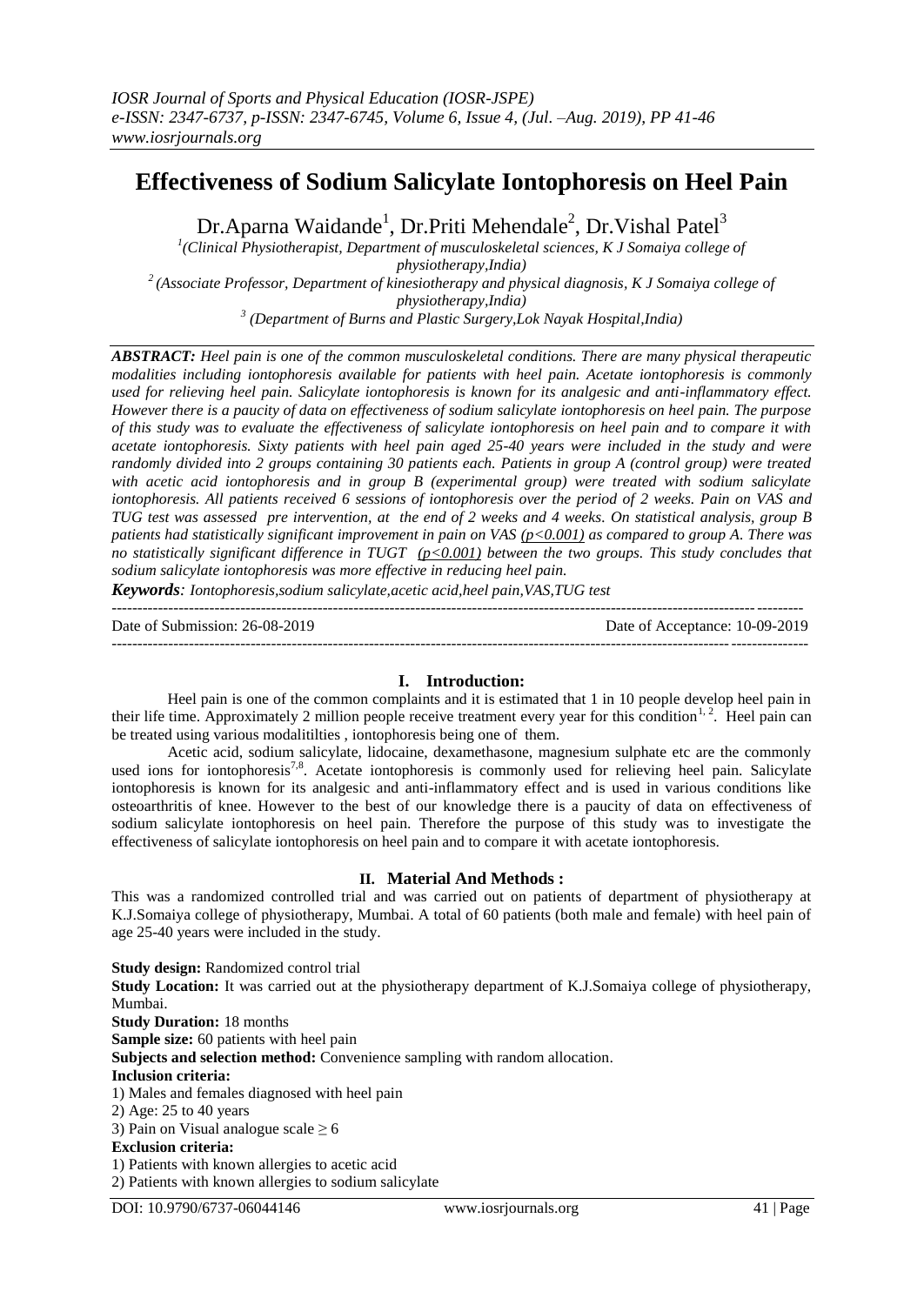# Effectiveness of Sodium Salicylate Iontophoresis on Heel Pain

Dr.Aparna Waidande[1], Dr.Priti Mehendale[2], Dr.Vishal Patel[3]

[1](Clinical Physiotherapist, Department of musculoskeletal sciences, K J Somaiya college of physiotherapy,India)

[2](Associate Professor, Department of kinesiotherapy and physical diagnosis, K J Somaiya college of physiotherapy,India)

[3](Department of Burns and Plastic Surgery,Lok Nayak Hospital,India)

***ABSTRACT:*** *Heel pain is one of the common musculoskeletal conditions. There are many physical therapeutic modalities including iontophoresis available for patients with heel pain. Acetate iontophoresis is commonly used for relieving heel pain. Salicylate iontophoresis is known for its analgesic and anti-inflammatory effect. However there is a paucity of data on effectiveness of sodium salicylate iontophoresis on heel pain. The purpose of this study was to evaluate the effectiveness of salicylate iontophoresis on heel pain and to compare it with acetate iontophoresis. Sixty patients with heel pain aged 25-40 years were included in the study and were randomly divided into 2 groups containing 30 patients each. Patients in group A (control group) were treated with acetic acid iontophoresis and in group B (experimental group) were treated with sodium salicylate iontophoresis. All patients received 6 sessions of iontophoresis over the period of 2 weeks. Pain on VAS and TUG test was assessed pre intervention, at the end of 2 weeks and 4 weeks. On statistical analysis, group B patients had statistically significant improvement in pain on VAS ($p<0.001$) as compared to group A. There was no statistically significant difference in TUGT ($p<0.001$) between the two groups. This study concludes that sodium salicylate iontophoresis was more effective in reducing heel pain.*

***Keywords****: Iontophoresis,sodium salicylate,acetic acid,heel pain,VAS,TUG test*

Date of Submission: 26-08-2019 | Date of Acceptance: 10-09-2019

## I. Introduction:

Heel pain is one of the common complaints and it is estimated that 1 in 10 people develop heel pain in their life time. Approximately 2 million people receive treatment every year for this condition[1, 2]. Heel pain can be treated using various modalitilties , iontophoresis being one of them.

Acetic acid, sodium salicylate, lidocaine, dexamethasone, magnesium sulphate etc are the commonly used ions for iontophoresis[7,8]. Acetate iontophoresis is commonly used for relieving heel pain. Salicylate iontophoresis is known for its analgesic and anti-inflammatory effect and is used in various conditions like osteoarthritis of knee. However to the best of our knowledge there is a paucity of data on effectiveness of sodium salicylate iontophoresis on heel pain. Therefore the purpose of this study was to investigate the effectiveness of salicylate iontophoresis on heel pain and to compare it with acetate iontophoresis.

## II. Material And Methods :

This was a randomized controlled trial and was carried out on patients of department of physiotherapy at K.J.Somaiya college of physiotherapy, Mumbai. A total of 60 patients (both male and female) with heel pain of age 25-40 years were included in the study.

**Study design:** Randomized control trial

**Study Location:** It was carried out at the physiotherapy department of K.J.Somaiya college of physiotherapy, Mumbai.

**Study Duration:** 18 months

**Sample size:** 60 patients with heel pain

**Subjects and selection method:** Convenience sampling with random allocation.

**Inclusion criteria:**

1) Males and females diagnosed with heel pain
2) Age: 25 to 40 years
3) Pain on Visual analogue scale $\geq 6$

**Exclusion criteria:**

1) Patients with known allergies to acetic acid
2) Patients with known allergies to sodium salicylate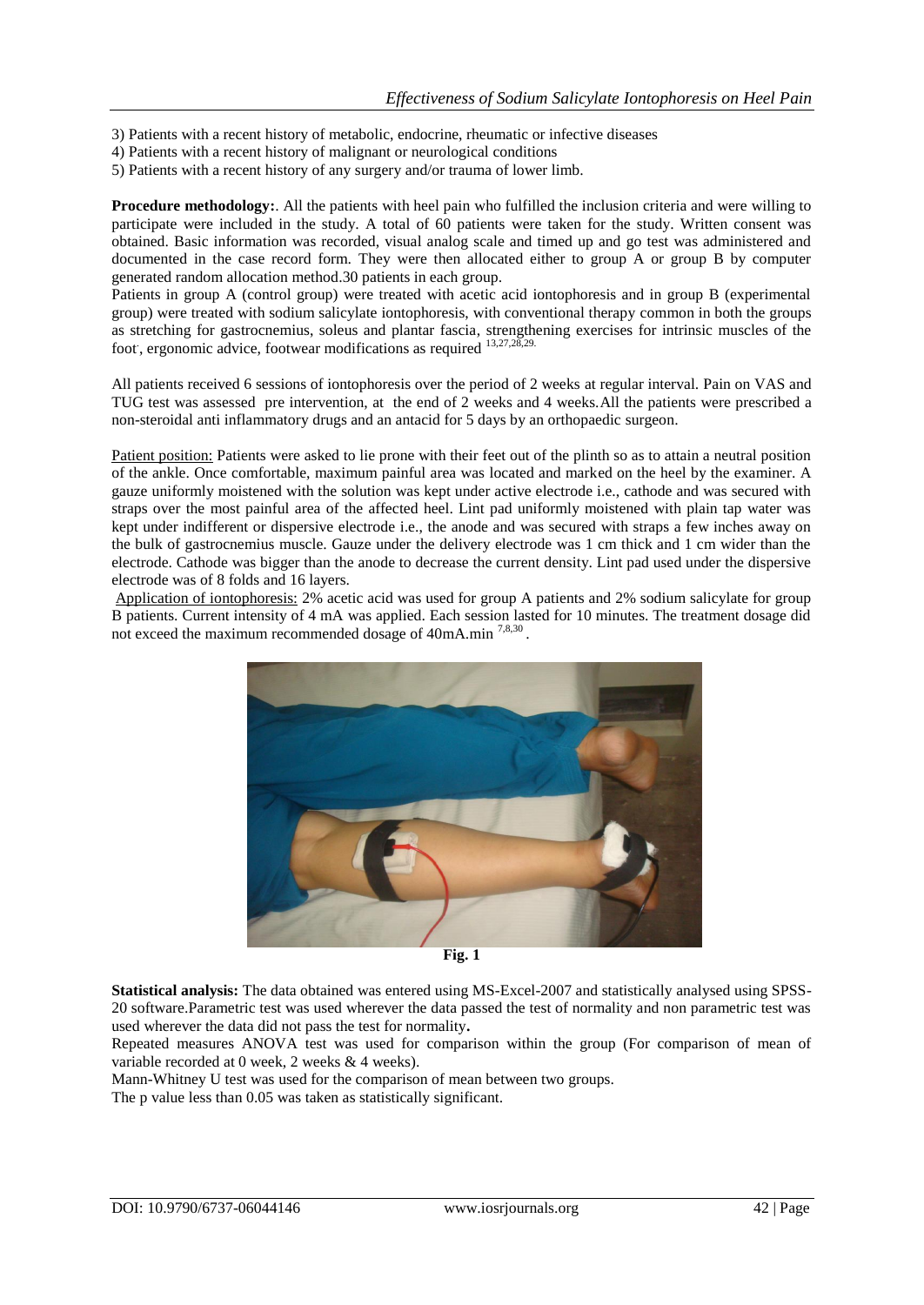3) Patients with a recent history of metabolic, endocrine, rheumatic or infective diseases
4) Patients with a recent history of malignant or neurological conditions
5) Patients with a recent history of any surgery and/or trauma of lower limb.

**Procedure methodology:**. All the patients with heel pain who fulfilled the inclusion criteria and were willing to participate were included in the study. A total of 60 patients were taken for the study. Written consent was obtained. Basic information was recorded, visual analog scale and timed up and go test was administered and documented in the case record form. They were then allocated either to group A or group B by computer generated random allocation method.30 patients in each group.

Patients in group A (control group) were treated with acetic acid iontophoresis and in group B (experimental group) were treated with sodium salicylate iontophoresis, with conventional therapy common in both the groups as stretching for gastrocnemius, soleus and plantar fascia, strengthening exercises for intrinsic muscles of the foot, ergonomic advice, footwear modifications as required [13,27,28,29].

All patients received 6 sessions of iontophoresis over the period of 2 weeks at regular interval. Pain on VAS and TUG test was assessed pre intervention, at the end of 2 weeks and 4 weeks.All the patients were prescribed a non-steroidal anti inflammatory drugs and an antacid for 5 days by an orthopaedic surgeon.

Patient position: Patients were asked to lie prone with their feet out of the plinth so as to attain a neutral position of the ankle. Once comfortable, maximum painful area was located and marked on the heel by the examiner. A gauze uniformly moistened with the solution was kept under active electrode i.e., cathode and was secured with straps over the most painful area of the affected heel. Lint pad uniformly moistened with plain tap water was kept under indifferent or dispersive electrode i.e., the anode and was secured with straps a few inches away on the bulk of gastrocnemius muscle. Gauze under the delivery electrode was 1 cm thick and 1 cm wider than the electrode. Cathode was bigger than the anode to decrease the current density. Lint pad used under the dispersive electrode was of 8 folds and 16 layers.

Application of iontophoresis: 2% acetic acid was used for group A patients and 2% sodium salicylate for group B patients. Current intensity of 4 mA was applied. Each session lasted for 10 minutes. The treatment dosage did not exceed the maximum recommended dosage of 40mA.min [7,8,30].

**Fig. 1**

**Statistical analysis:** The data obtained was entered using MS-Excel-2007 and statistically analysed using SPSS-20 software.Parametric test was used wherever the data passed the test of normality and non parametric test was used wherever the data did not pass the test for normality**.**

Repeated measures ANOVA test was used for comparison within the group (For comparison of mean of variable recorded at 0 week, 2 weeks & 4 weeks).

Mann-Whitney U test was used for the comparison of mean between two groups.

The p value less than 0.05 was taken as statistically significant.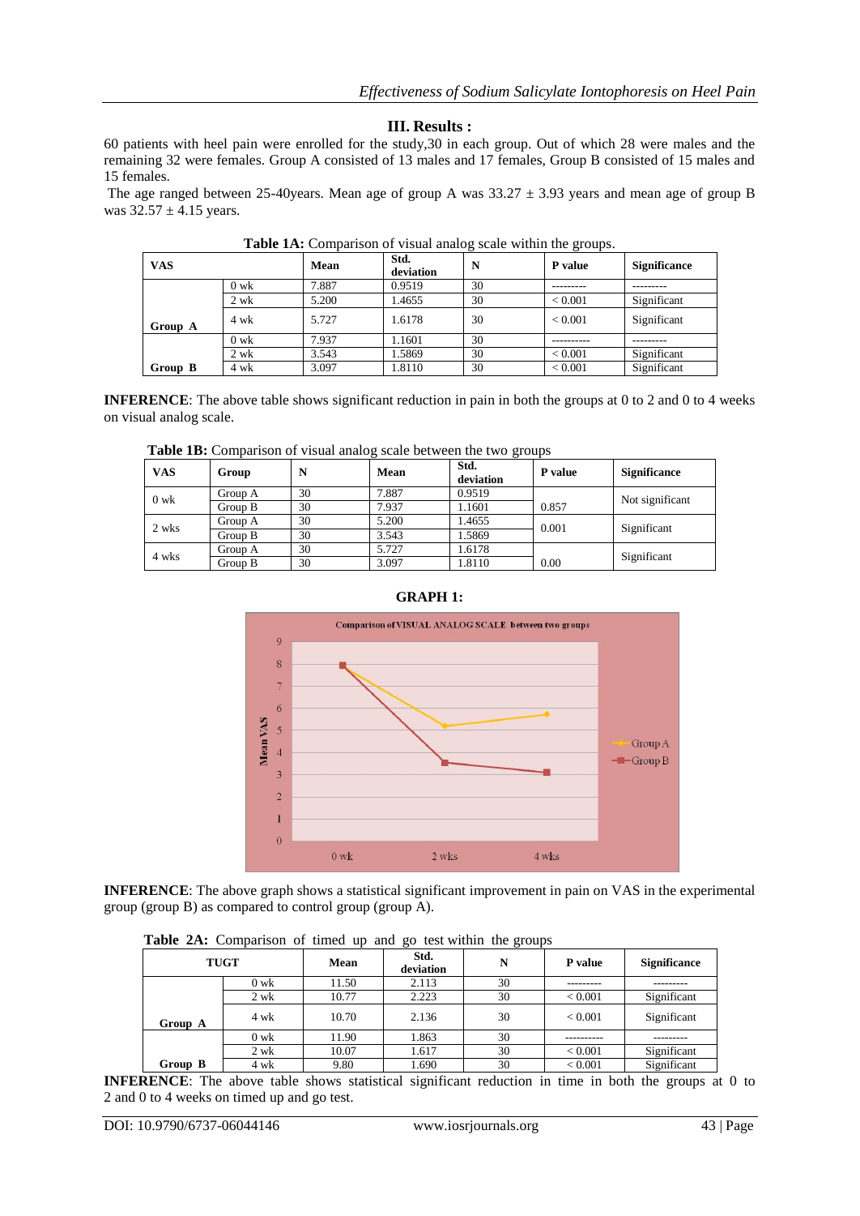## III. Results :

60 patients with heel pain were enrolled for the study,30 in each group. Out of which 28 were males and the remaining 32 were females. Group A consisted of 13 males and 17 females, Group B consisted of 15 males and 15 females.

The age ranged between 25-40years. Mean age of group A was 33.27 ± 3.93 years and mean age of group B was 32.57 ± 4.15 years.

**Table 1A:** Comparison of visual analog scale within the groups.

| VAS | | Mean | Std. deviation | N | P value | Significance |
|---|---|---|---|---|---|---|
| Group A | 0 wk | 7.887 | 0.9519 | 30 | --------- | --------- |
| | 2 wk | 5.200 | 1.4655 | 30 | < 0.001 | Significant |
| | 4 wk | 5.727 | 1.6178 | 30 | < 0.001 | Significant |
| Group B | 0 wk | 7.937 | 1.1601 | 30 | ---------- | --------- |
| | 2 wk | 3.543 | 1.5869 | 30 | < 0.001 | Significant |
| | 4 wk | 3.097 | 1.8110 | 30 | < 0.001 | Significant |

**INFERENCE**: The above table shows significant reduction in pain in both the groups at 0 to 2 and 0 to 4 weeks on visual analog scale.

**Table 1B:** Comparison of visual analog scale between the two groups

| VAS | Group | N | Mean | Std. deviation | P value | Significance |
|---|---|---|---|---|---|---|
| 0 wk | Group A | 30 | 7.887 | 0.9519 | 0.857 | Not significant |
| | Group B | 30 | 7.937 | 1.1601 | | |
| 2 wks | Group A | 30 | 5.200 | 1.4655 | 0.001 | Significant |
| | Group B | 30 | 3.543 | 1.5869 | | |
| 4 wks | Group A | 30 | 5.727 | 1.6178 | 0.00 | Significant |
| | Group B | 30 | 3.097 | 1.8110 | | |

**GRAPH 1:**

**INFERENCE**: The above graph shows a statistical significant improvement in pain on VAS in the experimental group (group B) as compared to control group (group A).

**Table 2A:** Comparison of timed up and go test within the groups

| TUGT | | Mean | Std. deviation | N | P value | Significance |
|---|---|---|---|---|---|---|
| Group A | 0 wk | 11.50 | 2.113 | 30 | --------- | --------- |
| | 2 wk | 10.77 | 2.223 | 30 | < 0.001 | Significant |
| | 4 wk | 10.70 | 2.136 | 30 | < 0.001 | Significant |
| Group B | 0 wk | 11.90 | 1.863 | 30 | ---------- | --------- |
| | 2 wk | 10.07 | 1.617 | 30 | < 0.001 | Significant |
| | 4 wk | 9.80 | 1.690 | 30 | < 0.001 | Significant |

**INFERENCE**: The above table shows statistical significant reduction in time in both the groups at 0 to 2 and 0 to 4 weeks on timed up and go test.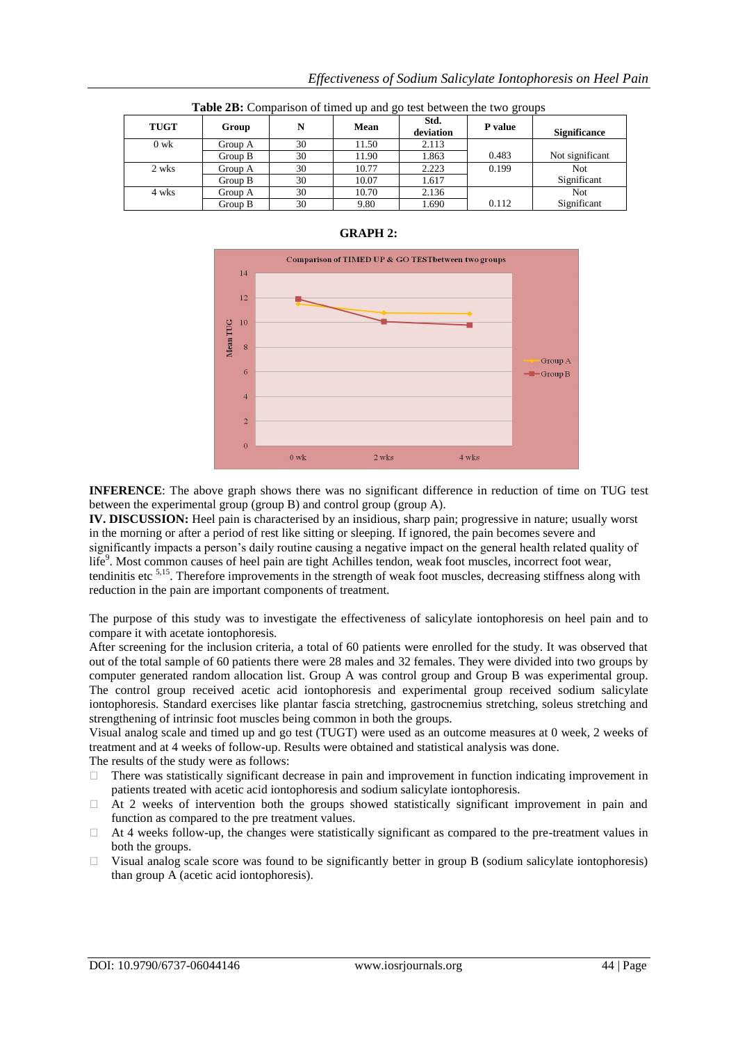**Table 2B:** Comparison of timed up and go test between the two groups

| TUGT | Group | N | Mean | Std. deviation | P value | Significance |
|---|---|---|---|---|---|---|
| 0 wk | Group A | 30 | 11.50 | 2.113 | | |
| | Group B | 30 | 11.90 | 1.863 | 0.483 | Not significant |
| 2 wks | Group A | 30 | 10.77 | 2.223 | 0.199 | Not |
| | Group B | 30 | 10.07 | 1.617 | | Significant |
| 4 wks | Group A | 30 | 10.70 | 2.136 | | Not |
| | Group B | 30 | 9.80 | 1.690 | 0.112 | Significant |

**GRAPH 2:**

Comparison of TIMED UP & GO TEST between two groups

**INFERENCE**: The above graph shows there was no significant difference in reduction of time on TUG test between the experimental group (group B) and control group (group A).

**IV. DISCUSSION:** Heel pain is characterised by an insidious, sharp pain; progressive in nature; usually worst in the morning or after a period of rest like sitting or sleeping. If ignored, the pain becomes severe and significantly impacts a person's daily routine causing a negative impact on the general health related quality of life[9]. Most common causes of heel pain are tight Achilles tendon, weak foot muscles, incorrect foot wear, tendinitis etc [5,15]. Therefore improvements in the strength of weak foot muscles, decreasing stiffness along with reduction in the pain are important components of treatment.

The purpose of this study was to investigate the effectiveness of salicylate iontophoresis on heel pain and to compare it with acetate iontophoresis.

After screening for the inclusion criteria, a total of 60 patients were enrolled for the study. It was observed that out of the total sample of 60 patients there were 28 males and 32 females. They were divided into two groups by computer generated random allocation list. Group A was control group and Group B was experimental group. The control group received acetic acid iontophoresis and experimental group received sodium salicylate iontophoresis. Standard exercises like plantar fascia stretching, gastrocnemius stretching, soleus stretching and strengthening of intrinsic foot muscles being common in both the groups.

Visual analog scale and timed up and go test (TUGT) were used as an outcome measures at 0 week, 2 weeks of treatment and at 4 weeks of follow-up. Results were obtained and statistical analysis was done.

The results of the study were as follows:

- There was statistically significant decrease in pain and improvement in function indicating improvement in patients treated with acetic acid iontophoresis and sodium salicylate iontophoresis.
- At 2 weeks of intervention both the groups showed statistically significant improvement in pain and function as compared to the pre treatment values.
- At 4 weeks follow-up, the changes were statistically significant as compared to the pre-treatment values in both the groups.
- Visual analog scale score was found to be significantly better in group B (sodium salicylate iontophoresis) than group A (acetic acid iontophoresis).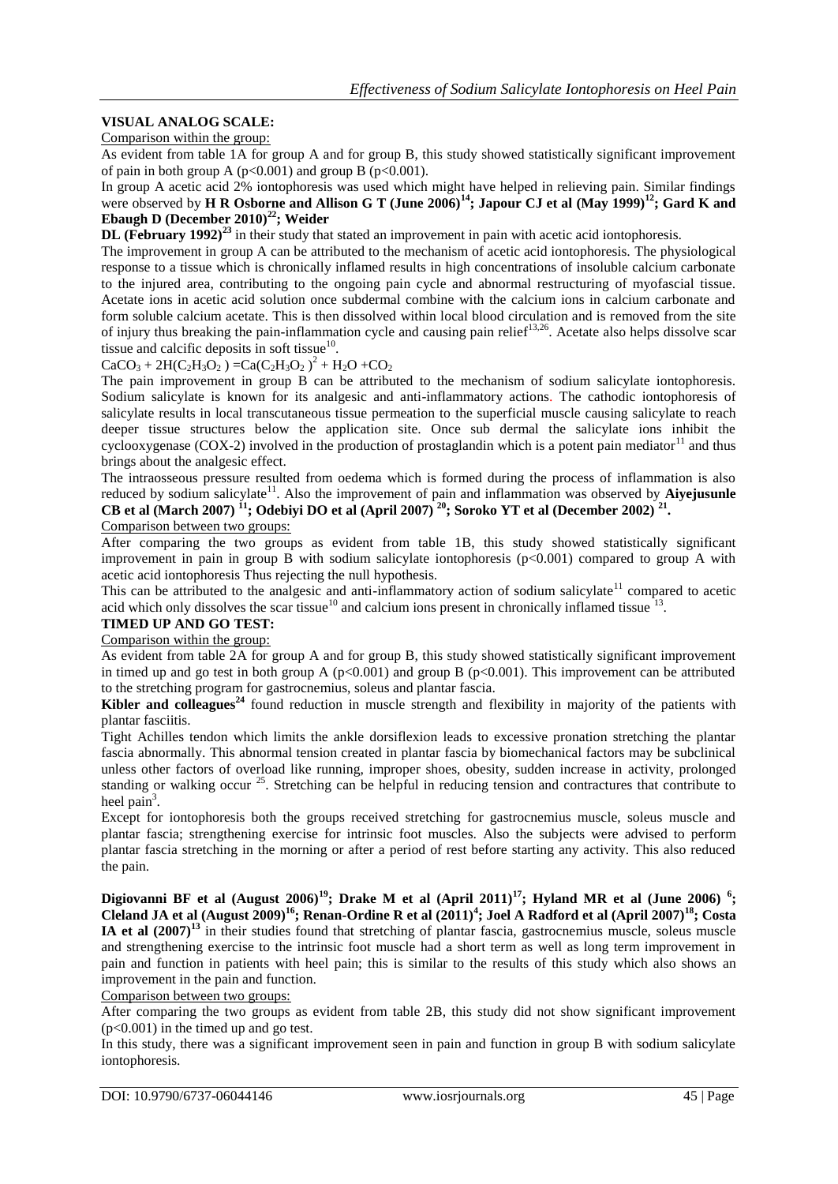**VISUAL ANALOG SCALE:**

Comparison within the group:

As evident from table 1A for group A and for group B, this study showed statistically significant improvement of pain in both group A ($p<0.001$) and group B ($p<0.001$).

In group A acetic acid 2% iontophoresis was used which might have helped in relieving pain. Similar findings were observed by **H R Osborne and Allison G T (June 2006)[14]; Japour CJ et al (May 1999)[12]; Gard K and Ebaugh D (December 2010)[22]; Weider DL (February 1992)[23]** in their study that stated an improvement in pain with acetic acid iontophoresis.

The improvement in group A can be attributed to the mechanism of acetic acid iontophoresis. The physiological response to a tissue which is chronically inflamed results in high concentrations of insoluble calcium carbonate to the injured area, contributing to the ongoing pain cycle and abnormal restructuring of myofascial tissue. Acetate ions in acetic acid solution once subdermal combine with the calcium ions in calcium carbonate and form soluble calcium acetate. This is then dissolved within local blood circulation and is removed from the site of injury thus breaking the pain-inflammation cycle and causing pain relief[13,26]. Acetate also helps dissolve scar tissue and calcific deposits in soft tissue[10].

$CaCO_3 + 2H(C_2H_3O_2) = Ca(C_2H_3O_2)^2 + H_2O + CO_2$

The pain improvement in group B can be attributed to the mechanism of sodium salicylate iontophoresis. Sodium salicylate is known for its analgesic and anti-inflammatory actions. The cathodic iontophoresis of salicylate results in local transcutaneous tissue permeation to the superficial muscle causing salicylate to reach deeper tissue structures below the application site. Once sub dermal the salicylate ions inhibit the cyclooxygenase (COX-2) involved in the production of prostaglandin which is a potent pain mediator[11] and thus brings about the analgesic effect.

The intraosseous pressure resulted from oedema which is formed during the process of inflammation is also reduced by sodium salicylate[11]. Also the improvement of pain and inflammation was observed by **Aiyejusunle CB et al (March 2007)[11]; Odebiyi DO et al (April 2007)[20]; Soroko YT et al (December 2002)[21].**

Comparison between two groups:

After comparing the two groups as evident from table 1B, this study showed statistically significant improvement in pain in group B with sodium salicylate iontophoresis ($p<0.001$) compared to group A with acetic acid iontophoresis Thus rejecting the null hypothesis.

This can be attributed to the analgesic and anti-inflammatory action of sodium salicylate[11] compared to acetic acid which only dissolves the scar tissue[10] and calcium ions present in chronically inflamed tissue[13].

**TIMED UP AND GO TEST:**

Comparison within the group:

As evident from table 2A for group A and for group B, this study showed statistically significant improvement in timed up and go test in both group A ($p<0.001$) and group B ($p<0.001$). This improvement can be attributed to the stretching program for gastrocnemius, soleus and plantar fascia.

**Kibler and colleagues[24]** found reduction in muscle strength and flexibility in majority of the patients with plantar fasciitis.

Tight Achilles tendon which limits the ankle dorsiflexion leads to excessive pronation stretching the plantar fascia abnormally. This abnormal tension created in plantar fascia by biomechanical factors may be subclinical unless other factors of overload like running, improper shoes, obesity, sudden increase in activity, prolonged standing or walking occur[25]. Stretching can be helpful in reducing tension and contractures that contribute to heel pain[3].

Except for iontophoresis both the groups received stretching for gastrocnemius muscle, soleus muscle and plantar fascia; strengthening exercise for intrinsic foot muscles. Also the subjects were advised to perform plantar fascia stretching in the morning or after a period of rest before starting any activity. This also reduced the pain.

**Digiovanni BF et al (August 2006)[19]; Drake M et al (April 2011)[17]; Hyland MR et al (June 2006)[6]; Cleland JA et al (August 2009)[16]; Renan-Ordine R et al (2011)[4]; Joel A Radford et al (April 2007)[18]; Costa IA et al (2007)[13]** in their studies found that stretching of plantar fascia, gastrocnemius muscle, soleus muscle and strengthening exercise to the intrinsic foot muscle had a short term as well as long term improvement in pain and function in patients with heel pain; this is similar to the results of this study which also shows an improvement in the pain and function.

Comparison between two groups:

After comparing the two groups as evident from table 2B, this study did not show significant improvement ($p<0.001$) in the timed up and go test.

In this study, there was a significant improvement seen in pain and function in group B with sodium salicylate iontophoresis.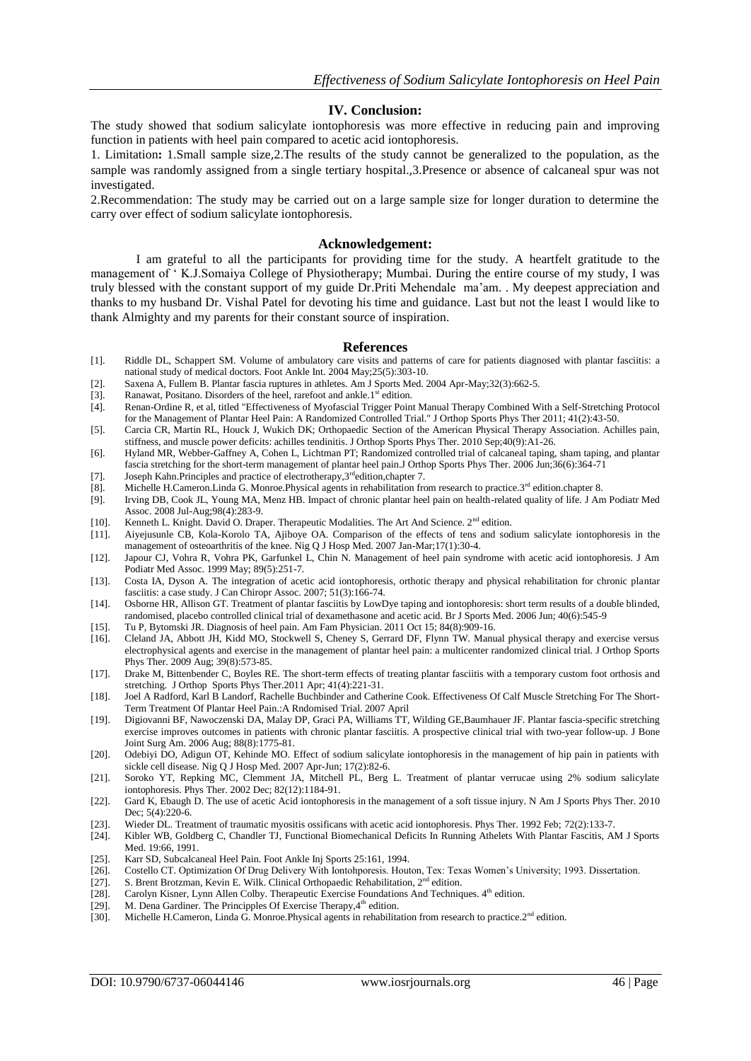## IV. Conclusion:

The study showed that sodium salicylate iontophoresis was more effective in reducing pain and improving function in patients with heel pain compared to acetic acid iontophoresis.

1. Limitation**:** 1.Small sample size,2.The results of the study cannot be generalized to the population, as the sample was randomly assigned from a single tertiary hospital.,3.Presence or absence of calcaneal spur was not investigated.

2.Recommendation: The study may be carried out on a large sample size for longer duration to determine the carry over effect of sodium salicylate iontophoresis.

## Acknowledgement:

I am grateful to all the participants for providing time for the study. A heartfelt gratitude to the management of ' K.J.Somaiya College of Physiotherapy; Mumbai. During the entire course of my study, I was truly blessed with the constant support of my guide Dr.Priti Mehendale ma'am. . My deepest appreciation and thanks to my husband Dr. Vishal Patel for devoting his time and guidance. Last but not the least I would like to thank Almighty and my parents for their constant source of inspiration.

## References

[1]. Riddle DL, Schappert SM. Volume of ambulatory care visits and patterns of care for patients diagnosed with plantar fasciitis: a national study of medical doctors. Foot Ankle Int. 2004 May;25(5):303-10.

[2]. Saxena A, Fullem B. Plantar fascia ruptures in athletes. Am J Sports Med. 2004 Apr-May;32(3):662-5.

[3]. Ranawat, Positano. Disorders of the heel, rarefoot and ankle.1st edition.

[4]. Renan-Ordine R, et al, titled "Effectiveness of Myofascial Trigger Point Manual Therapy Combined With a Self-Stretching Protocol for the Management of Plantar Heel Pain: A Randomized Controlled Trial." J Orthop Sports Phys Ther 2011; 41(2):43-50.

[5]. Carcia CR, Martin RL, Houck J, Wukich DK; Orthopaedic Section of the American Physical Therapy Association. Achilles pain, stiffness, and muscle power deficits: achilles tendinitis. J Orthop Sports Phys Ther. 2010 Sep;40(9):A1-26.

[6]. Hyland MR, Webber-Gaffney A, Cohen L, Lichtman PT; Randomized controlled trial of calcaneal taping, sham taping, and plantar fascia stretching for the short-term management of plantar heel pain.J Orthop Sports Phys Ther. 2006 Jun;36(6):364-71

[7]. Joseph Kahn.Principles and practice of electrotherapy,3rdedition,chapter 7.

[8]. Michelle H.Cameron.Linda G. Monroe.Physical agents in rehabilitation from research to practice.3rd edition.chapter 8.

[9]. Irving DB, Cook JL, Young MA, Menz HB. Impact of chronic plantar heel pain on health-related quality of life. J Am Podiatr Med Assoc. 2008 Jul-Aug;98(4):283-9.

[10]. Kenneth L. Knight. David O. Draper. Therapeutic Modalities. The Art And Science. 2nd edition.

[11]. Aiyejusunle CB, Kola-Korolo TA, Ajiboye OA. Comparison of the effects of tens and sodium salicylate iontophoresis in the management of osteoarthritis of the knee. Nig Q J Hosp Med. 2007 Jan-Mar;17(1):30-4.

[12]. Japour CJ, Vohra R, Vohra PK, Garfunkel L, Chin N. Management of heel pain syndrome with acetic acid iontophoresis. J Am Podiatr Med Assoc. 1999 May; 89(5):251-7.

[13]. Costa IA, Dyson A. The integration of acetic acid iontophoresis, orthotic therapy and physical rehabilitation for chronic plantar fasciitis: a case study. J Can Chiropr Assoc. 2007; 51(3):166-74.

[14]. Osborne HR, Allison GT. Treatment of plantar fasciitis by LowDye taping and iontophoresis: short term results of a double blinded, randomised, placebo controlled clinical trial of dexamethasone and acetic acid. Br J Sports Med. 2006 Jun; 40(6):545-9

[15]. Tu P, Bytomski JR. Diagnosis of heel pain. Am Fam Physician. 2011 Oct 15; 84(8):909-16.

[16]. Cleland JA, Abbott JH, Kidd MO, Stockwell S, Cheney S, Gerrard DF, Flynn TW. Manual physical therapy and exercise versus electrophysical agents and exercise in the management of plantar heel pain: a multicenter randomized clinical trial. J Orthop Sports Phys Ther. 2009 Aug; 39(8):573-85.

[17]. Drake M, Bittenbender C, Boyles RE. The short-term effects of treating plantar fasciitis with a temporary custom foot orthosis and stretching. J Orthop Sports Phys Ther.2011 Apr; 41(4):221-31.

[18]. Joel A Radford, Karl B Landorf, Rachelle Buchbinder and Catherine Cook. Effectiveness Of Calf Muscle Stretching For The Short-Term Treatment Of Plantar Heel Pain.:A Rndomised Trial. 2007 April

[19]. Digiovanni BF, Nawoczenski DA, Malay DP, Graci PA, Williams TT, Wilding GE,Baumhauer JF. Plantar fascia-specific stretching exercise improves outcomes in patients with chronic plantar fasciitis. A prospective clinical trial with two-year follow-up. J Bone Joint Surg Am. 2006 Aug; 88(8):1775-81.

[20]. Odebiyi DO, Adigun OT, Kehinde MO. Effect of sodium salicylate iontophoresis in the management of hip pain in patients with sickle cell disease. Nig Q J Hosp Med. 2007 Apr-Jun; 17(2):82-6.

[21]. Soroko YT, Repking MC, Clemment JA, Mitchell PL, Berg L. Treatment of plantar verrucae using 2% sodium salicylate iontophoresis. Phys Ther. 2002 Dec; 82(12):1184-91.

[22]. Gard K, Ebaugh D. The use of acetic Acid iontophoresis in the management of a soft tissue injury. N Am J Sports Phys Ther. 2010 Dec; 5(4):220-6.

[23]. Wieder DL. Treatment of traumatic myositis ossificans with acetic acid iontophoresis. Phys Ther. 1992 Feb; 72(2):133-7.

[24]. Kibler WB, Goldberg C, Chandler TJ, Functional Biomechanical Deficits In Running Athelets With Plantar Fascitis, AM J Sports Med. 19:66, 1991.

[25]. Karr SD, Subcalcaneal Heel Pain. Foot Ankle Inj Sports 25:161, 1994.

[26]. Costello CT. Optimization Of Drug Delivery With Iontohporesis. Houton, Tex: Texas Women's University; 1993. Dissertation.

[27]. S. Brent Brotzman, Kevin E. Wilk. Clinical Orthopaedic Rehabilitation, 2nd edition.

[28]. Carolyn Kisner, Lynn Allen Colby. Therapeutic Exercise Foundations And Techniques. 4th edition.

[29]. M. Dena Gardiner. The Principples Of Exercise Therapy,4th edition.

[30]. Michelle H.Cameron, Linda G. Monroe.Physical agents in rehabilitation from research to practice.2nd edition.